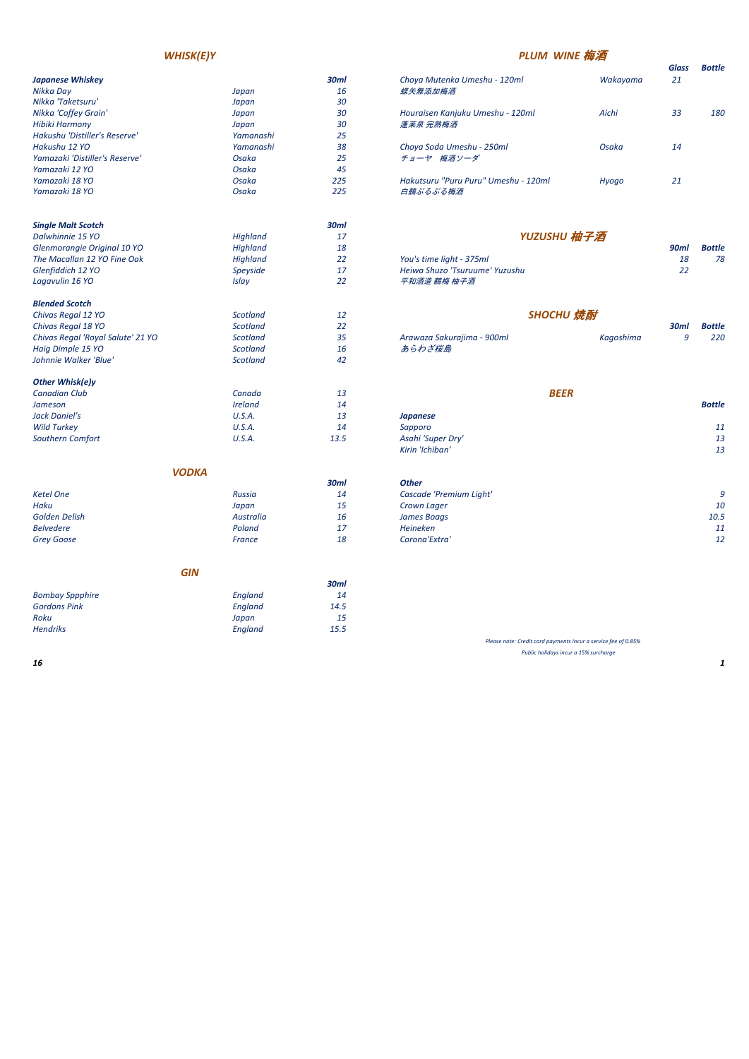## WHISK(E)Y

| Japanese Whiskey | | 30ml |
|---|---|---|
| Nikka Day | Japan | 16 |
| Nikka 'Taketsuru' | Japan | 30 |
| Nikka 'Coffey Grain' | Japan | 30 |
| Hibiki Harmony | Japan | 30 |
| Hakushu 'Distiller's Reserve' | Yamanashi | 25 |
| Hakushu 12 YO | Yamanashi | 38 |
| Yamazaki 'Distiller's Reserve' | Osaka | 25 |
| Yamazaki 12 YO | Osaka | 45 |
| Yamazaki 18 YO | Osaka | 225 |
| Yamazaki 18 YO | Osaka | 225 |

| Single Malt Scotch | | 30ml |
|---|---|---|
| Dalwhinnie 15 YO | Highland | 17 |
| Glenmorangie Original 10 YO | Highland | 18 |
| The Macallan 12 YO Fine Oak | Highland | 22 |
| Glenfiddich 12 YO | Speyside | 17 |
| Lagavulin 16 YO | Islay | 22 |

| Blended Scotch | | |
|---|---|---|
| Chivas Regal 12 YO | Scotland | 12 |
| Chivas Regal 18 YO | Scotland | 22 |
| Chivas Regal 'Royal Salute' 21 YO | Scotland | 35 |
| Haig Dimple 15 YO | Scotland | 16 |
| Johnnie Walker 'Blue' | Scotland | 42 |

| Other Whisk(e)y | | |
|---|---|---|
| Canadian Club | Canada | 13 |
| Jameson | Ireland | 14 |
| Jack Daniel's | U.S.A. | 13 |
| Wild Turkey | U.S.A. | 14 |
| Southern Comfort | U.S.A. | 13.5 |

## VODKA

| | | 30ml |
|---|---|---|
| Ketel One | Russia | 14 |
| Haku | Japan | 15 |
| Golden Delish | Australia | 16 |
| Belvedere | Poland | 17 |
| Grey Goose | France | 18 |

## GIN

| | | 30ml |
|---|---|---|
| Bombay Sppphire | England | 14 |
| Gordons Pink | England | 14.5 |
| Roku | Japan | 15 |
| Hendriks | England | 15.5 |

## PLUM WINE 梅酒

| | | Glass | Bottle |
|---|---|---|---|
| Choya Mutenka Umeshu - 120ml 蝶矢無添加梅酒 | Wakayama | 21 | |
| Houraisen Kanjuku Umeshu - 120ml 蓬莱泉 完熟梅酒 | Aichi | 33 | 180 |
| Choya Soda Umeshu - 250ml チョーヤ 梅酒ソーダ | Osaka | 14 | |
| Hakutsuru "Puru Puru" Umeshu - 120ml 白鶴ぷるぷる梅酒 | Hyogo | 21 | |

## YUZUSHU 柚子酒

| | 90ml | Bottle |
|---|---|---|
| You's time light - 375ml | 18 | 78 |
| Heiwa Shuzo 'Tsuruume' Yuzushu 平和酒造 鶴梅 柚子酒 | 22 | |

## SHOCHU 焼酎

| | | 30ml | Bottle |
|---|---|---|---|
| Arawaza Sakurajima - 900ml あらわざ桜島 | Kagoshima | 9 | 220 |

## BEER

| | Bottle |
|---|---|
| **Japanese** | |
| Sapporo | 11 |
| Asahi 'Super Dry' | 13 |
| Kirin 'Ichiban' | 13 |
| **Other** | |
| Cascade 'Premium Light' | 9 |
| Crown Lager | 10 |
| James Boags | 10.5 |
| Heineken | 11 |
| Corona'Extra' | 12 |

*Please note: Credit card payments incur a service fee of 0.85%*

*Public holidays incur a 15% surcharge*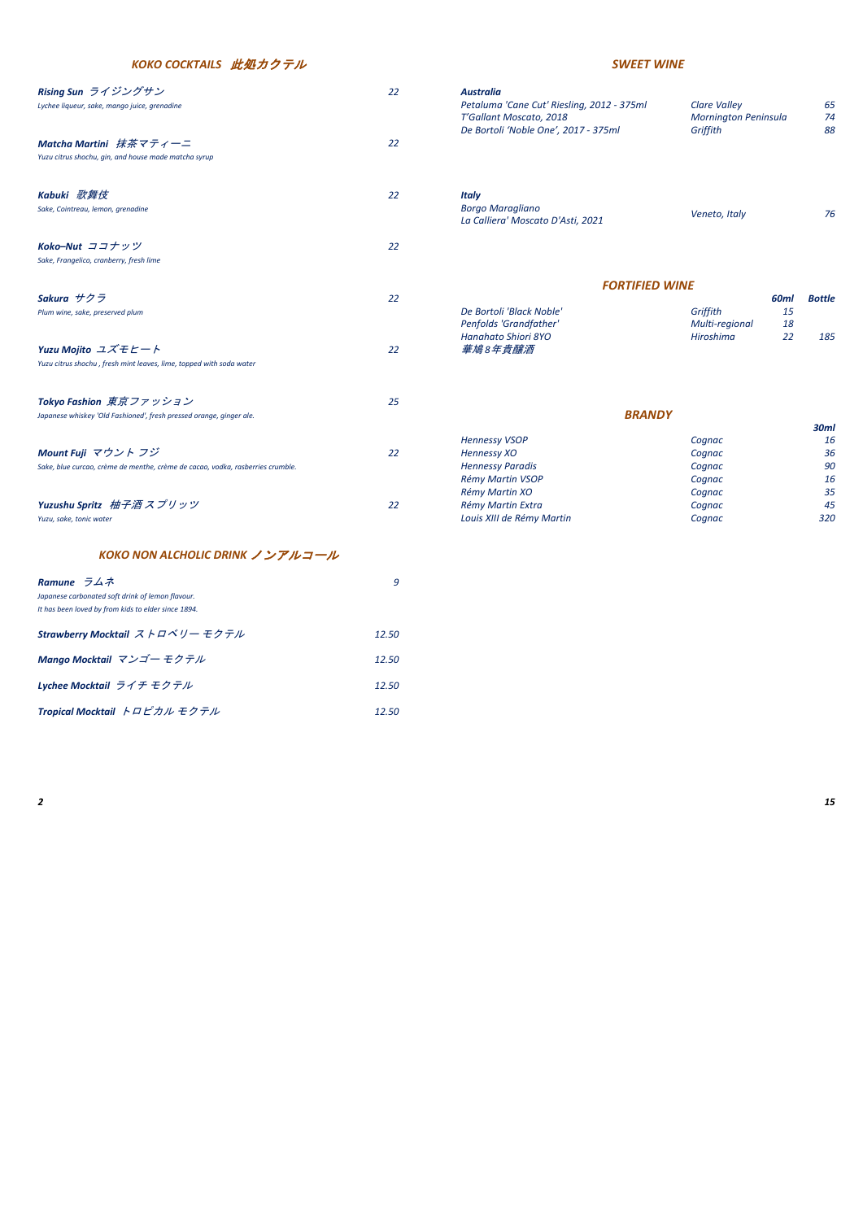## KOKO COCKTAILS 此処カクテル

**Rising Sun ライジングサン** — 22
Lychee liqueur, sake, mango juice, grenadine

**Matcha Martini 抹茶マティーニ** — 22
Yuzu citrus shochu, gin, and house made matcha syrup

**Kabuki 歌舞伎** — 22
Sake, Cointreau, lemon, grenadine

**Koko–Nut ココナッツ** — 22
Sake, Frangelico, cranberry, fresh lime

**Sakura サクラ** — 22
Plum wine, sake, preserved plum

**Yuzu Mojito ユズモヒート** — 22
Yuzu citrus shochu , fresh mint leaves, lime, topped with soda water

**Tokyo Fashion 東京ファッション** — 25
Japanese whiskey 'Old Fashioned', fresh pressed orange, ginger ale.

**Mount Fuji マウント フジ** — 22
Sake, blue curcao, crème de menthe, crème de cacao, vodka, rasberries crumble.

**Yuzushu Spritz 柚子酒スプリッツ** — 22
Yuzu, sake, tonic water

## KOKO NON ALCHOLIC DRINK ノンアルコール

**Ramune ラムネ** — 9
Japanese carbonated soft drink of lemon flavour.
It has been loved by from kids to elder since 1894.

**Strawberry Mocktail ストロベリー モクテル** — 12.50

**Mango Mocktail マンゴー モクテル** — 12.50

**Lychee Mocktail ライチ モクテル** — 12.50

**Tropical Mocktail トロピカル モクテル** — 12.50

## SWEET WINE

**Australia**

| Wine | Region | Price |
|---|---|---|
| Petaluma 'Cane Cut' Riesling, 2012 - 375ml | Clare Valley | 65 |
| T'Gallant Moscato, 2018 | Mornington Peninsula | 74 |
| De Bortoli 'Noble One', 2017 - 375ml | Griffith | 88 |

**Italy**

| Wine | Region | Price |
|---|---|---|
| Borgo Maragliano La Calliera' Moscato D'Asti, 2021 | Veneto, Italy | 76 |

## FORTIFIED WINE

| Wine | Region | 60ml | Bottle |
|---|---|---|---|
| De Bortoli 'Black Noble' | Griffith | 15 | |
| Penfolds 'Grandfather' | Multi-regional | 18 | |
| Hanahato Shiori 8YO 華鳩8年貴醸酒 | Hiroshima | 22 | 185 |

## BRANDY

| Brandy | Region | 30ml |
|---|---|---|
| Hennessy VSOP | Cognac | 16 |
| Hennessy XO | Cognac | 36 |
| Hennessy Paradis | Cognac | 90 |
| Rémy Martin VSOP | Cognac | 16 |
| Rémy Martin XO | Cognac | 35 |
| Rémy Martin Extra | Cognac | 45 |
| Louis XIII de Rémy Martin | Cognac | 320 |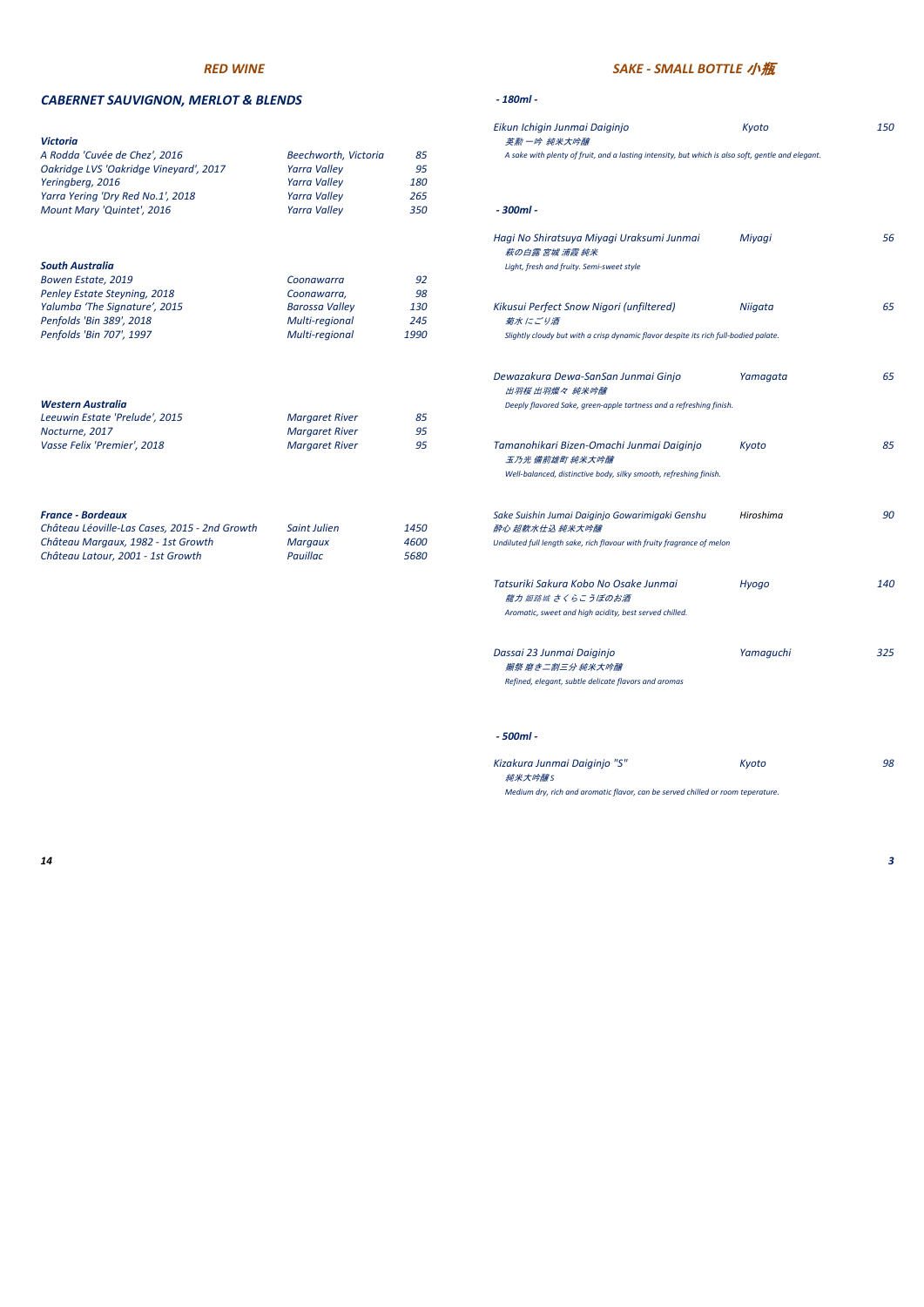## RED WINE

### CABERNET SAUVIGNON, MERLOT & BLENDS

**Victoria**

| Wine | Region | Price |
|---|---|---|
| A Rodda 'Cuvée de Chez', 2016 | Beechworth, Victoria | 85 |
| Oakridge LVS 'Oakridge Vineyard', 2017 | Yarra Valley | 95 |
| Yeringberg, 2016 | Yarra Valley | 180 |
| Yarra Yering 'Dry Red No.1', 2018 | Yarra Valley | 265 |
| Mount Mary 'Quintet', 2016 | Yarra Valley | 350 |

**South Australia**

| Wine | Region | Price |
|---|---|---|
| Bowen Estate, 2019 | Coonawarra | 92 |
| Penley Estate Steyning, 2018 | Coonawarra, | 98 |
| Yalumba 'The Signature', 2015 | Barossa Valley | 130 |
| Penfolds 'Bin 389', 2018 | Multi-regional | 245 |
| Penfolds 'Bin 707', 1997 | Multi-regional | 1990 |

**Western Australia**

| Wine | Region | Price |
|---|---|---|
| Leeuwin Estate 'Prelude', 2015 | Margaret River | 85 |
| Nocturne, 2017 | Margaret River | 95 |
| Vasse Felix 'Premier', 2018 | Margaret River | 95 |

**France - Bordeaux**

| Wine | Region | Price |
|---|---|---|
| Château Léoville-Las Cases, 2015 - 2nd Growth | Saint Julien | 1450 |
| Château Margaux, 1982 - 1st Growth | Margaux | 4600 |
| Château Latour, 2001 - 1st Growth | Pauillac | 5680 |

## SAKE - SMALL BOTTLE 小瓶

**- 180ml -**

*Eikun Ichigin Junmai Daiginjo* — Kyoto — 150
英勲 一吟 純米大吟醸
*A sake with plenty of fruit, and a lasting intensity, but which is also soft, gentle and elegant.*

**- 300ml -**

*Hagi No Shiratsuya Miyagi Uraksumi Junmai* — Miyagi — 56
萩の白露 宮城 浦霞 純米
*Light, fresh and fruity. Semi-sweet style*

*Kikusui Perfect Snow Nigori (unfiltered)* — Niigata — 65
菊水 にごり酒
*Slightly cloudy but with a crisp dynamic flavor despite its rich full-bodied palate.*

*Dewazakura Dewa-SanSan Junmai Ginjo* — Yamagata — 65
出羽桜 出羽燦々 純米吟醸
*Deeply flavored Sake, green-apple tartness and a refreshing finish.*

*Tamanohikari Bizen-Omachi Junmai Daiginjo* — Kyoto — 85
玉乃光 備前雄町 純米大吟醸
*Well-balanced, distinctive body, silky smooth, refreshing finish.*

*Sake Suishin Jumai Daiginjo Gowarimigaki Genshu* — Hiroshima — 90
酔心 超軟水仕込 純米大吟醸
*Undiluted full length sake, rich flavour with fruity fragrance of melon*

*Tatsuriki Sakura Kobo No Osake Junmai* — Hyogo — 140
龍力 姫路城 さくらこうぼのお酒
*Aromatic, sweet and high acidity, best served chilled.*

*Dassai 23 Junmai Daiginjo* — Yamaguchi — 325
獺祭 磨き二割三分 純米大吟醸
*Refined, elegant, subtle delicate flavors and aromas*

**- 500ml -**

*Kizakura Junmai Daiginjo "S"* — Kyoto — 98
純米大吟醸 S
*Medium dry, rich and aromatic flavor, can be served chilled or room teperature.*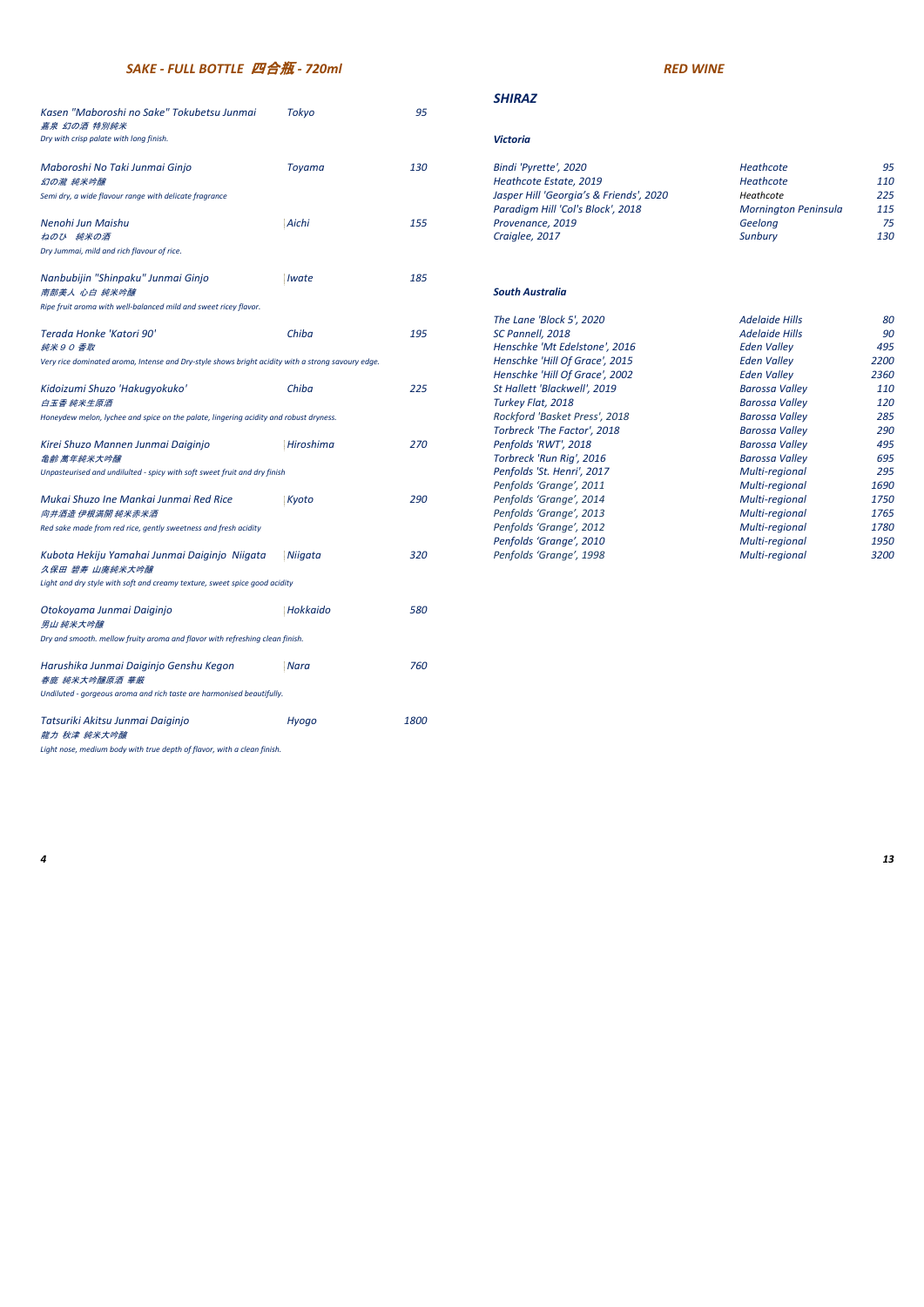## *SAKE - FULL BOTTLE 四合瓶 - 720ml*

| | | |
|---|---|---|
| *Kasen "Maboroshi no Sake" Tokubetsu Junmai*<br>*嘉泉 幻の酒 特別純米*<br>*Dry with crisp palate with long finish.* | *Tokyo* | *95* |
| *Maboroshi No Taki Junmai Ginjo*<br>*幻の瀧 純米吟醸*<br>*Semi dry, a wide flavour range with delicate fragrance* | *Toyama* | *130* |
| *Nenohi Jun Maishu*<br>*ねのひ 純米の酒*<br>*Dry Jummai, mild and rich flavour of rice.* | *Aichi* | *155* |
| *Nanbubijin "Shinpaku" Junmai Ginjo*<br>*南部美人 心白 純米吟醸*<br>*Ripe fruit aroma with well-balanced mild and sweet ricey flavor.* | *Iwate* | *185* |
| *Terada Honke 'Katori 90'*<br>*純米９０ 香取*<br>*Very rice dominated aroma, Intense and Dry-style shows bright acidity with a strong savoury edge.* | *Chiba* | *195* |
| *Kidoizumi Shuzo 'Hakugyokuko'*<br>*白玉香 純米生原酒*<br>*Honeydew melon, lychee and spice on the palate, lingering acidity and robust dryness.* | *Chiba* | *225* |
| *Kirei Shuzo Mannen Junmai Daiginjo*<br>*亀齢 萬年純米大吟醸*<br>*Unpasteurised and undiluted - spicy with soft sweet fruit and dry finish* | *Hiroshima* | *270* |
| *Mukai Shuzo Ine Mankai Junmai Red Rice*<br>*向井酒造 伊根満開 純米赤米酒*<br>*Red sake made from red rice, gently sweetness and fresh acidity* | *Kyoto* | *290* |
| *Kubota Hekiju Yamahai Junmai Daiginjo Niigata*<br>*久保田 碧寿 山廃純米大吟醸*<br>*Light and dry style with soft and creamy texture, sweet spice good acidity* | *Niigata* | *320* |
| *Otokoyama Junmai Daiginjo*<br>*男山 純米大吟醸*<br>*Dry and smooth. mellow fruity aroma and flavor with refreshing clean finish.* | *Hokkaido* | *580* |
| *Harushika Junmai Daiginjo Genshu Kegon*<br>*春鹿 純米大吟醸原酒 華厳*<br>*Undiluted - gorgeous aroma and rich taste are harmonised beautifully.* | *Nara* | *760* |
| *Tatsuriki Akitsu Junmai Daiginjo*<br>*龍力 秋津 純米大吟醸*<br>*Light nose, medium body with true depth of flavor, with a clean finish.* | *Hyogo* | *1800* |

## *RED WINE*

### *SHIRAZ*

#### *Victoria*

| | | |
|---|---|---|
| *Bindi 'Pyrette', 2020* | *Heathcote* | *95* |
| *Heathcote Estate, 2019* | *Heathcote* | *110* |
| *Jasper Hill 'Georgia's & Friends', 2020* | *Heathcote* | *225* |
| *Paradigm Hill 'Col's Block', 2018* | *Mornington Peninsula* | *115* |
| *Provenance, 2019* | *Geelong* | *75* |
| *Craiglee, 2017* | *Sunbury* | *130* |

#### *South Australia*

| | | |
|---|---|---|
| *The Lane 'Block 5', 2020* | *Adelaide Hills* | *80* |
| *SC Pannell, 2018* | *Adelaide Hills* | *90* |
| *Henschke 'Mt Edelstone', 2016* | *Eden Valley* | *495* |
| *Henschke 'Hill Of Grace', 2015* | *Eden Valley* | *2200* |
| *Henschke 'Hill Of Grace', 2002* | *Eden Valley* | *2360* |
| *St Hallett 'Blackwell', 2019* | *Barossa Valley* | *110* |
| *Turkey Flat, 2018* | *Barossa Valley* | *120* |
| *Rockford 'Basket Press', 2018* | *Barossa Valley* | *285* |
| *Torbreck 'The Factor', 2018* | *Barossa Valley* | *290* |
| *Penfolds 'RWT', 2018* | *Barossa Valley* | *495* |
| *Torbreck 'Run Rig', 2016* | *Barossa Valley* | *695* |
| *Penfolds 'St. Henri', 2017* | *Multi-regional* | *295* |
| *Penfolds 'Grange', 2011* | *Multi-regional* | *1690* |
| *Penfolds 'Grange', 2014* | *Multi-regional* | *1750* |
| *Penfolds 'Grange', 2013* | *Multi-regional* | *1765* |
| *Penfolds 'Grange', 2012* | *Multi-regional* | *1780* |
| *Penfolds 'Grange', 2010* | *Multi-regional* | *1950* |
| *Penfolds 'Grange', 1998* | *Multi-regional* | *3200* |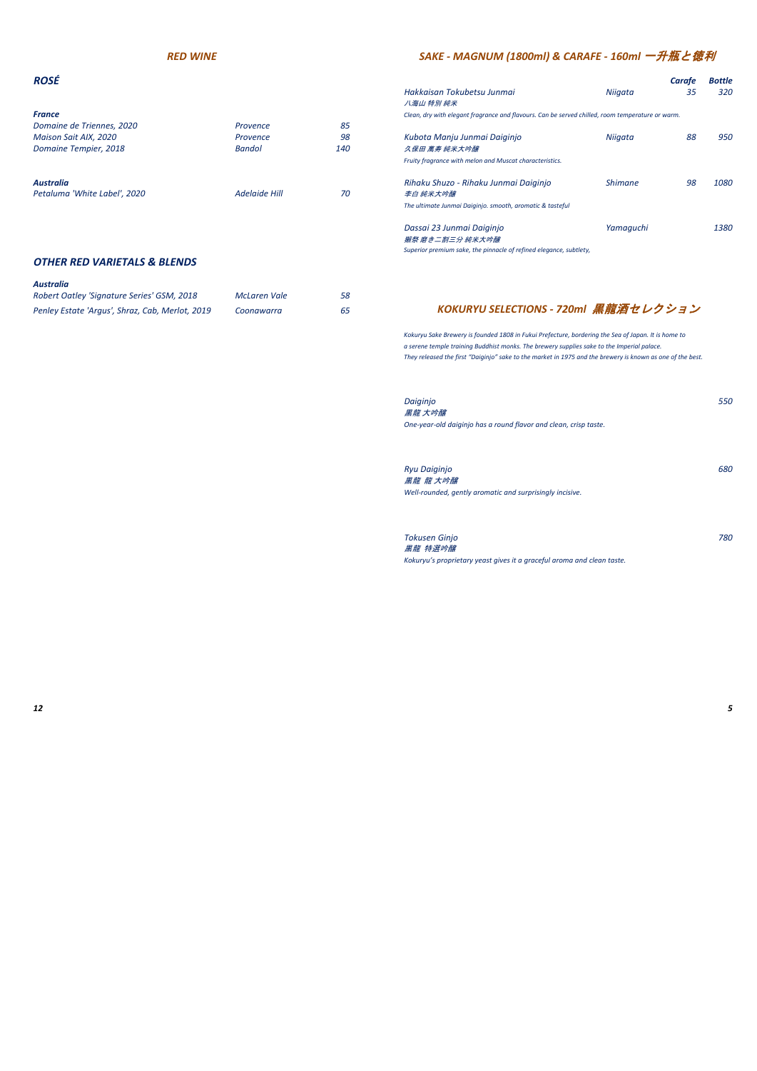## *RED WINE*

### *ROSÉ*

**France**

| | | |
|---|---|---|
| *Domaine de Triennes, 2020* | *Provence* | *85* |
| *Maison Sait AIX, 2020* | *Provence* | *98* |
| *Domaine Tempier, 2018* | *Bandol* | *140* |

**Australia**

| | | |
|---|---|---|
| *Petaluma 'White Label', 2020* | *Adelaide Hill* | *70* |

### *OTHER RED VARIETALS & BLENDS*

**Australia**

| | | |
|---|---|---|
| *Robert Oatley 'Signature Series' GSM, 2018* | *McLaren Vale* | *58* |
| *Penley Estate 'Argus', Shraz, Cab, Merlot, 2019* | *Coonawarra* | *65* |

## *SAKE - MAGNUM (1800ml) & CARAFE - 160ml 一升瓶と徳利*

| | | Carafe | Bottle |
|---|---|---|---|
| *Hakkaisan Tokubetsu Junmai*<br>*八海山 特別 純米*<br>*Clean, dry with elegant fragrance and flavours. Can be served chilled, room temperature or warm.* | *Niigata* | *35* | *320* |
| *Kubota Manju Junmai Daiginjo*<br>*久保田 萬寿 純米大吟醸*<br>*Fruity fragrance with melon and Muscat characteristics.* | *Niigata* | *88* | *950* |
| *Rihaku Shuzo - Rihaku Junmai Daiginjo*<br>*李白 純米大吟醸*<br>*The ultimate Junmai Daiginjo. smooth, aromatic & tasteful* | *Shimane* | *98* | *1080* |
| *Dassai 23 Junmai Daiginjo*<br>*獺祭 磨き二割三分 純米大吟醸*<br>*Superior premium sake, the pinnacle of refined elegance, subtlety,* | *Yamaguchi* | | *1380* |

## *KOKURYU SELECTIONS - 720ml 黒龍酒セレクション*

*Kokuryu Sake Brewery is founded 1808 in Fukui Prefecture, bordering the Sea of Japan. It is home to a serene temple training Buddhist monks. The brewery supplies sake to the Imperial palace. They released the first "Daiginjo" sake to the market in 1975 and the brewery is known as one of the best.*

| | |
|---|---|
| *Daiginjo*<br>*黒龍 大吟醸*<br>*One-year-old daiginjo has a round flavor and clean, crisp taste.* | *550* |
| *Ryu Daiginjo*<br>*黒龍 龍 大吟醸*<br>*Well-rounded, gently aromatic and surprisingly incisive.* | *680* |
| *Tokusen Ginjo*<br>*黒龍 特選吟醸*<br>*Kokuryu's proprietary yeast gives it a graceful aroma and clean taste.* | *780* |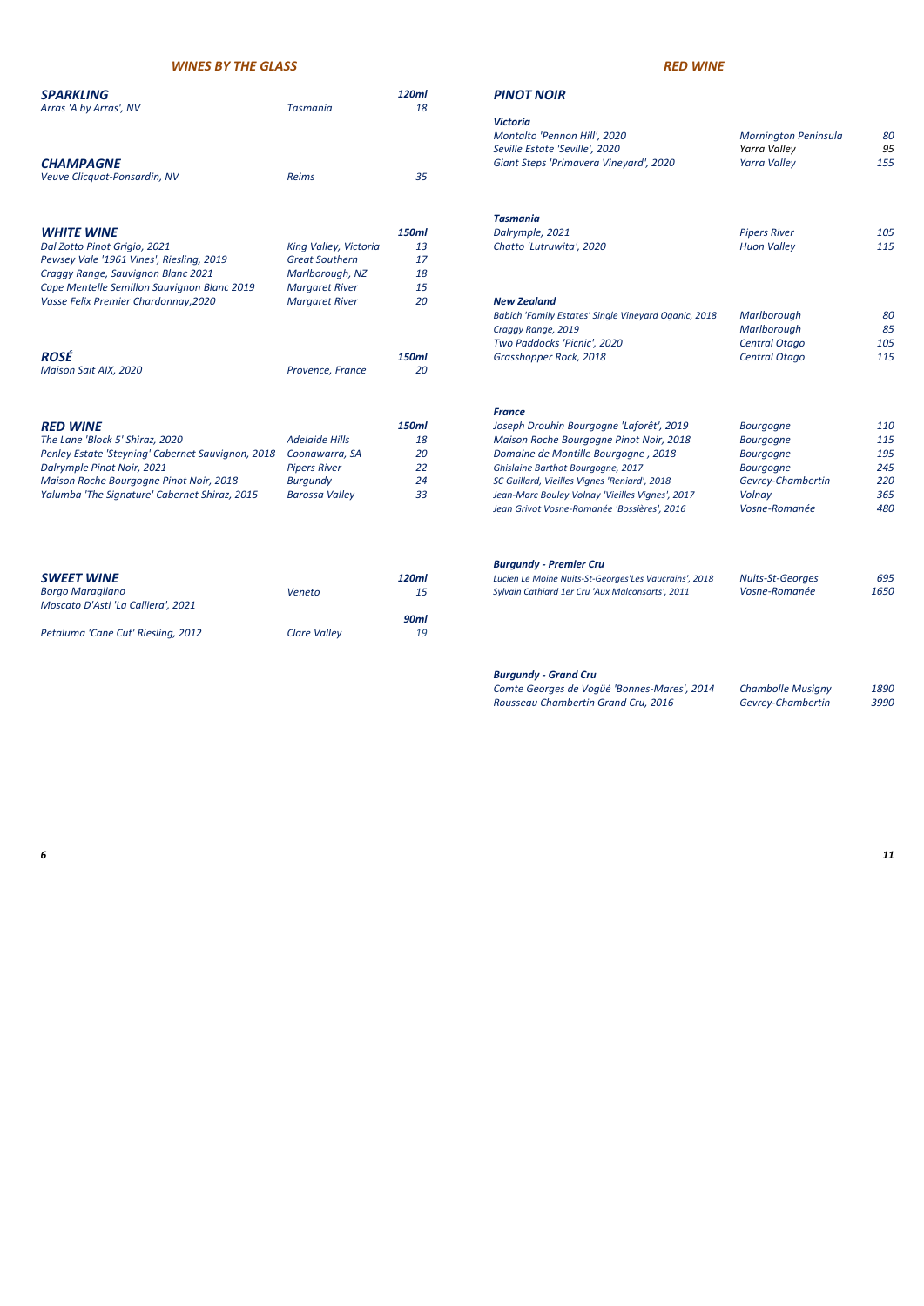## WINES BY THE GLASS

### SPARKLING

| Wine | Region | 120ml |
|---|---|---|
| Arras 'A by Arras', NV | Tasmania | 18 |

### CHAMPAGNE

| Wine | Region | Price |
|---|---|---|
| Veuve Clicquot-Ponsardin, NV | Reims | 35 |

### WHITE WINE

| Wine | Region | 150ml |
|---|---|---|
| Dal Zotto Pinot Grigio, 2021 | King Valley, Victoria | 13 |
| Pewsey Vale '1961 Vines', Riesling, 2019 | Great Southern | 17 |
| Craggy Range, Sauvignon Blanc 2021 | Marlborough, NZ | 18 |
| Cape Mentelle Semillon Sauvignon Blanc 2019 | Margaret River | 15 |
| Vasse Felix Premier Chardonnay,2020 | Margaret River | 20 |

### ROSÉ

| Wine | Region | 150ml |
|---|---|---|
| Maison Sait AIX, 2020 | Provence, France | 20 |

### RED WINE

| Wine | Region | 150ml |
|---|---|---|
| The Lane 'Block 5' Shiraz, 2020 | Adelaide Hills | 18 |
| Penley Estate 'Steyning' Cabernet Sauvignon, 2018 | Coonawarra, SA | 20 |
| Dalrymple Pinot Noir, 2021 | Pipers River | 22 |
| Maison Roche Bourgogne Pinot Noir, 2018 | Burgundy | 24 |
| Yalumba 'The Signature' Cabernet Shiraz, 2015 | Barossa Valley | 33 |

### SWEET WINE

| Wine | Region | 120ml |
|---|---|---|
| Borgo Maragliano Moscato D'Asti 'La Calliera', 2021 | Veneto | 15 |
| | | **90ml** |
| Petaluma 'Cane Cut' Riesling, 2012 | Clare Valley | 19 |

## RED WINE

### PINOT NOIR

| Wine | Region | Price |
|---|---|---|
| **Victoria** | | |
| Montalto 'Pennon Hill', 2020 | Mornington Peninsula | 80 |
| Seville Estate 'Seville', 2020 | Yarra Valley | 95 |
| Giant Steps 'Primavera Vineyard', 2020 | Yarra Valley | 155 |
| **Tasmania** | | |
| Dalrymple, 2021 | Pipers River | 105 |
| Chatto 'Lutruwita', 2020 | Huon Valley | 115 |
| **New Zealand** | | |
| Babich 'Family Estates' Single Vineyard Oganic, 2018 | Marlborough | 80 |
| Craggy Range, 2019 | Marlborough | 85 |
| Two Paddocks 'Picnic', 2020 | Central Otago | 105 |
| Grasshopper Rock, 2018 | Central Otago | 115 |
| **France** | | |
| Joseph Drouhin Bourgogne 'Laforêt', 2019 | Bourgogne | 110 |
| Maison Roche Bourgogne Pinot Noir, 2018 | Bourgogne | 115 |
| Domaine de Montille Bourgogne , 2018 | Bourgogne | 195 |
| Ghislaine Barthot Bourgogne, 2017 | Bourgogne | 245 |
| SC Guillard, Vieilles Vignes 'Reniard', 2018 | Gevrey-Chambertin | 220 |
| Jean-Marc Bouley Volnay 'Vieilles Vignes', 2017 | Volnay | 365 |
| Jean Grivot Vosne-Romanée 'Bossières', 2016 | Vosne-Romanée | 480 |
| **Burgundy - Premier Cru** | | |
| Lucien Le Moine Nuits-St-Georges'Les Vaucrains', 2018 | Nuits-St-Georges | 695 |
| Sylvain Cathiard 1er Cru 'Aux Malconsorts', 2011 | Vosne-Romanée | 1650 |
| **Burgundy - Grand Cru** | | |
| Comte Georges de Vogüé 'Bonnes-Mares', 2014 | Chambolle Musigny | 1890 |
| Rousseau Chambertin Grand Cru, 2016 | Gevrey-Chambertin | 3990 |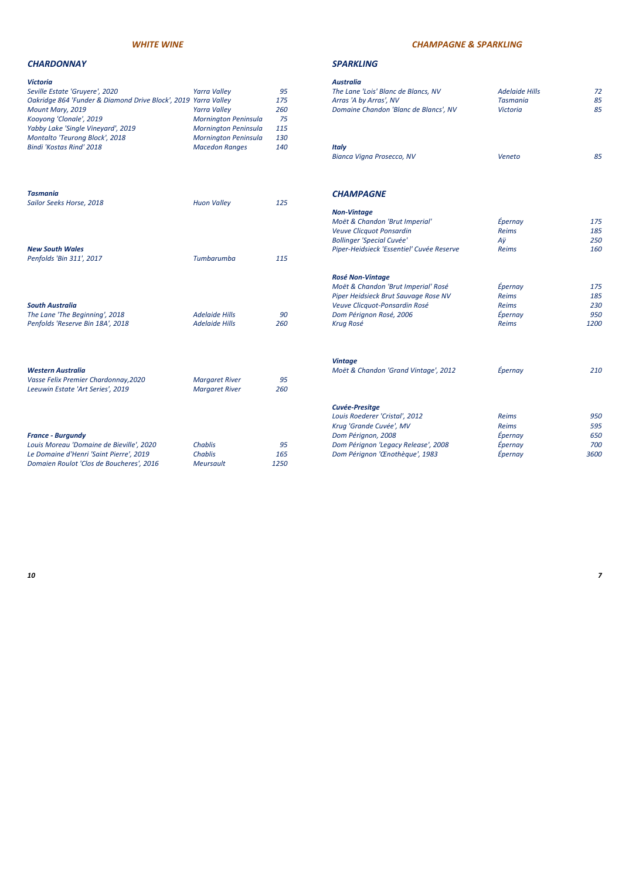## *WHITE WINE*

### *CHARDONNAY*

| Victoria | | |
|---|---|---|
| *Seville Estate 'Gruyere', 2020* | *Yarra Valley* | *95* |
| *Oakridge 864 'Funder & Diamond Drive Block', 2019* | *Yarra Valley* | *175* |
| *Mount Mary, 2019* | *Yarra Valley* | *260* |
| *Kooyong 'Clonale', 2019* | *Mornington Peninsula* | *75* |
| *Yabby Lake 'Single Vineyard', 2019* | *Mornington Peninsula* | *115* |
| *Montalto 'Teurong Block', 2018* | *Mornington Peninsula* | *130* |
| *Bindi 'Kostas Rind' 2018* | *Macedon Ranges* | *140* |

| Tasmania | | |
|---|---|---|
| *Sailor Seeks Horse, 2018* | *Huon Valley* | *125* |

| New South Wales | | |
|---|---|---|
| *Penfolds 'Bin 311', 2017* | *Tumbarumba* | *115* |

| South Australia | | |
|---|---|---|
| *The Lane 'The Beginning', 2018* | *Adelaide Hills* | *90* |
| *Penfolds 'Reserve Bin 18A', 2018* | *Adelaide Hills* | *260* |

| Western Australia | | |
|---|---|---|
| *Vasse Felix Premier Chardonnay,2020* | *Margaret River* | *95* |
| *Leeuwin Estate 'Art Series', 2019* | *Margaret River* | *260* |

| France - Burgundy | | |
|---|---|---|
| *Louis Moreau 'Domaine de Bieville', 2020* | *Chablis* | *95* |
| *Le Domaine d'Henri 'Saint Pierre', 2019* | *Chablis* | *165* |
| *Domaien Roulot 'Clos de Boucheres', 2016* | *Meursault* | *1250* |

## *CHAMPAGNE & SPARKLING*

### *SPARKLING*

| Australia | | |
|---|---|---|
| *The Lane 'Lois' Blanc de Blancs, NV* | *Adelaide Hills* | *72* |
| *Arras 'A by Arras', NV* | *Tasmania* | *85* |
| *Domaine Chandon 'Blanc de Blancs', NV* | *Victoria* | *85* |

| Italy | | |
|---|---|---|
| *Bianca Vigna Prosecco, NV* | *Veneto* | *85* |

### *CHAMPAGNE*

| Non-Vintage | | |
|---|---|---|
| *Moët & Chandon 'Brut Imperial'* | *Épernay* | *175* |
| *Veuve Clicquot Ponsardin* | *Reims* | *185* |
| *Bollinger 'Special Cuvée'* | *Aÿ* | *250* |
| *Piper-Heidsieck 'Essentiel' Cuvée Reserve* | *Reims* | *160* |

| Rosé Non-Vintage | | |
|---|---|---|
| *Moët & Chandon 'Brut Imperial' Rosé* | *Épernay* | *175* |
| *Piper Heidsieck Brut Sauvage Rose NV* | *Reims* | *185* |
| *Veuve Clicquot-Ponsardin Rosé* | *Reims* | *230* |
| *Dom Pérignon Rosé, 2006* | *Épernay* | *950* |
| *Krug Rosé* | *Reims* | *1200* |

| Vintage | | |
|---|---|---|
| *Moët & Chandon 'Grand Vintage', 2012* | *Épernay* | *210* |

| Cuvée-Presitge | | |
|---|---|---|
| *Louis Roederer 'Cristal', 2012* | *Reims* | *950* |
| *Krug 'Grande Cuvée', MV* | *Reims* | *595* |
| *Dom Pérignon, 2008* | *Épernay* | *650* |
| *Dom Pérignon 'Legacy Release', 2008* | *Épernay* | *700* |
| *Dom Pérignon 'Œnothèque', 1983* | *Épernay* | *3600* |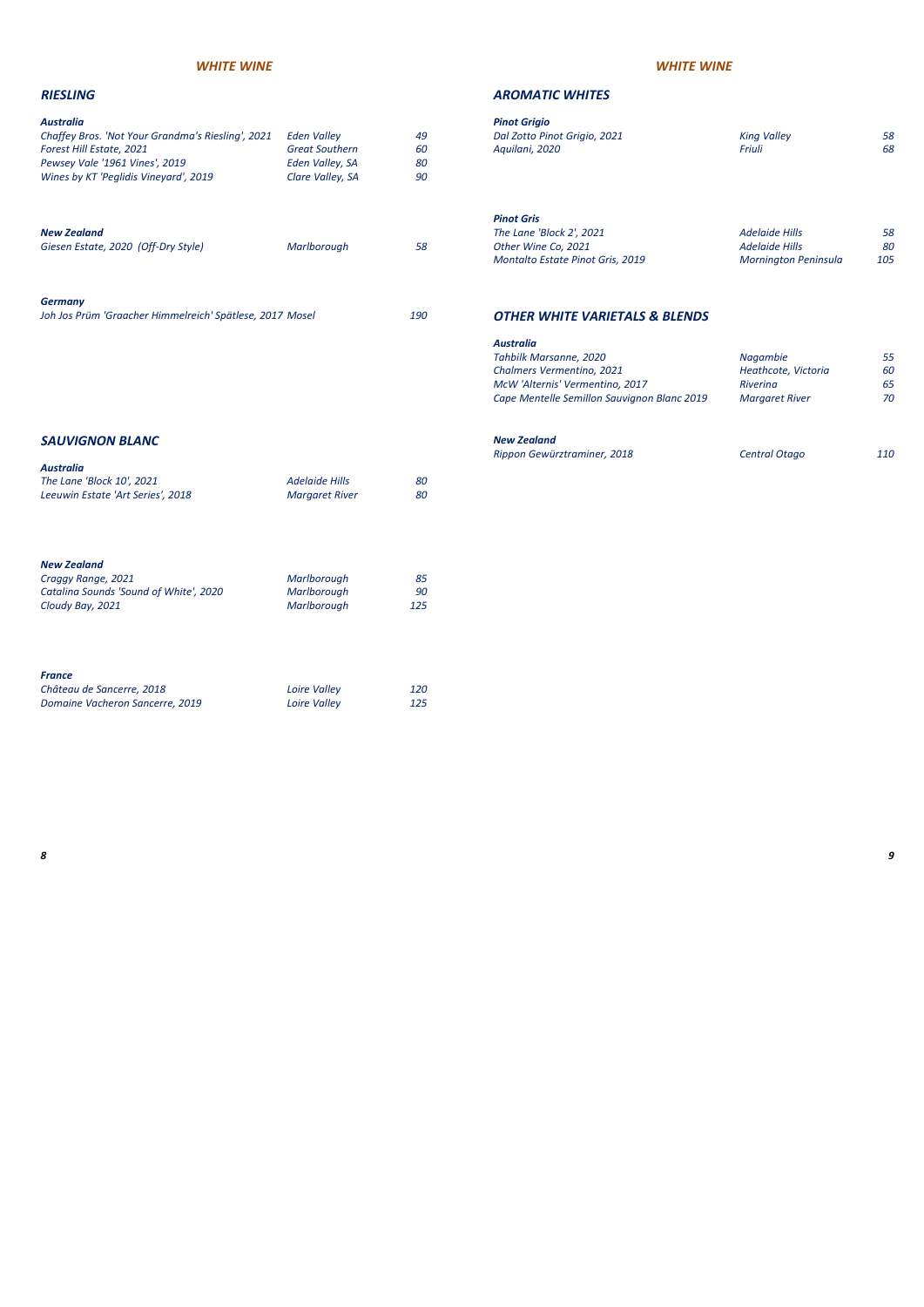# WHITE WINE

## RIESLING

### Australia

| | | |
|---|---|---|
| Chaffey Bros. 'Not Your Grandma's Riesling', 2021 | Eden Valley | 49 |
| Forest Hill Estate, 2021 | Great Southern | 60 |
| Pewsey Vale '1961 Vines', 2019 | Eden Valley, SA | 80 |
| Wines by KT 'Peglidis Vineyard', 2019 | Clare Valley, SA | 90 |

### New Zealand

| | | |
|---|---|---|
| Giesen Estate, 2020 (Off-Dry Style) | Marlborough | 58 |

### Germany

| | | |
|---|---|---|
| Joh Jos Prüm 'Graacher Himmelreich' Spätlese, 2017 | Mosel | 190 |

## SAUVIGNON BLANC

### Australia

| | | |
|---|---|---|
| The Lane 'Block 10', 2021 | Adelaide Hills | 80 |
| Leeuwin Estate 'Art Series', 2018 | Margaret River | 80 |

### New Zealand

| | | |
|---|---|---|
| Craggy Range, 2021 | Marlborough | 85 |
| Catalina Sounds 'Sound of White', 2020 | Marlborough | 90 |
| Cloudy Bay, 2021 | Marlborough | 125 |

### France

| | | |
|---|---|---|
| Château de Sancerre, 2018 | Loire Valley | 120 |
| Domaine Vacheron Sancerre, 2019 | Loire Valley | 125 |

# WHITE WINE

## AROMATIC WHITES

### Pinot Grigio

| | | |
|---|---|---|
| Dal Zotto Pinot Grigio, 2021 | King Valley | 58 |
| Aquilani, 2020 | Friuli | 68 |

### Pinot Gris

| | | |
|---|---|---|
| The Lane 'Block 2', 2021 | Adelaide Hills | 58 |
| Other Wine Co, 2021 | Adelaide Hills | 80 |
| Montalto Estate Pinot Gris, 2019 | Mornington Peninsula | 105 |

## OTHER WHITE VARIETALS & BLENDS

### Australia

| | | |
|---|---|---|
| Tahbilk Marsanne, 2020 | Nagambie | 55 |
| Chalmers Vermentino, 2021 | Heathcote, Victoria | 60 |
| McW 'Alternis' Vermentino, 2017 | Riverina | 65 |
| Cape Mentelle Semillon Sauvignon Blanc 2019 | Margaret River | 70 |

### New Zealand

| | | |
|---|---|---|
| Rippon Gewürztraminer, 2018 | Central Otago | 110 |